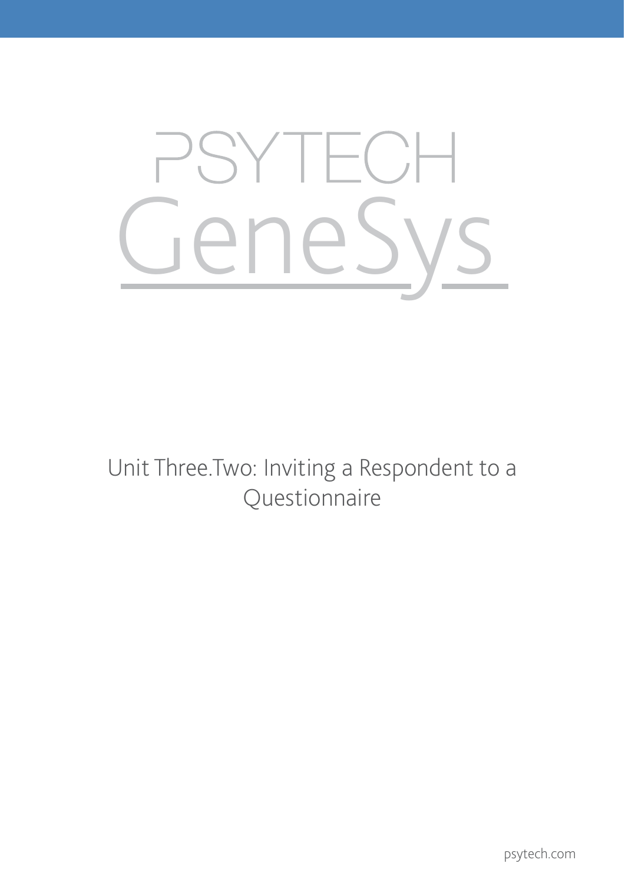# PSYTECH GeneSys

## Unit Three.Two: Inviting a Respondent to a Questionnaire

psytech.com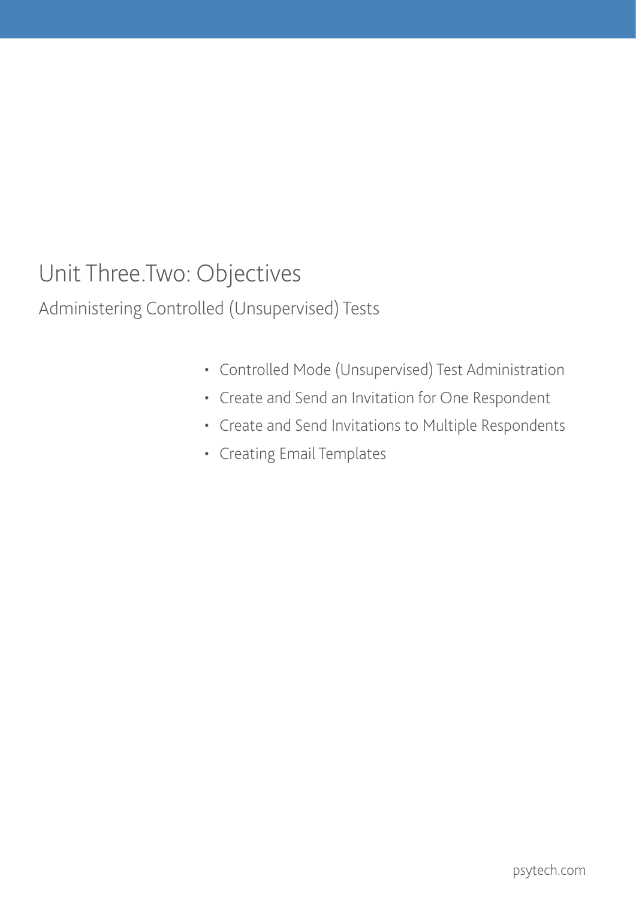# Unit Three.Two: Objectives

## Administering Controlled (Unsupervised) Tests

- Controlled Mode (Unsupervised) Test Administration
- Create and Send an Invitation for One Respondent
- Create and Send Invitations to Multiple Respondents
- Creating Email Templates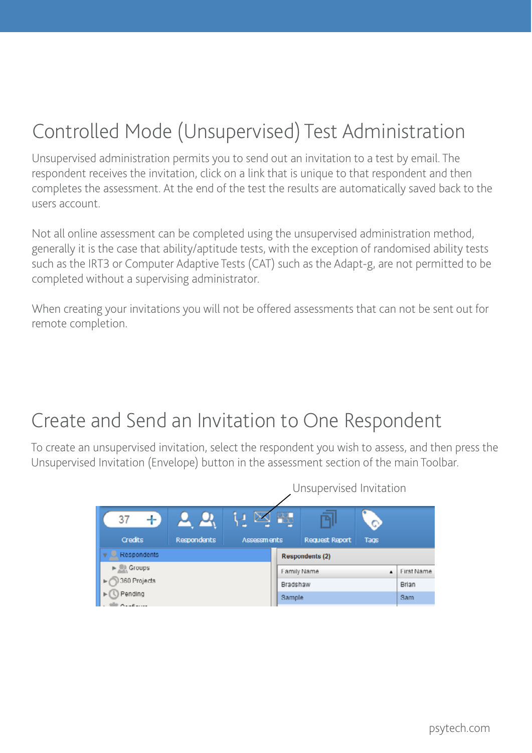# Controlled Mode (Unsupervised) Test Administration

Unsupervised administration permits you to send out an invitation to a test by email. The respondent receives the invitation, click on a link that is unique to that respondent and then completes the assessment. At the end of the test the results are automatically saved back to the users account.

Not all online assessment can be completed using the unsupervised administration method, generally it is the case that ability/aptitude tests, with the exception of randomised ability tests such as the IRT3 or Computer Adaptive Tests (CAT) such as the Adapt-g, are not permitted to be completed without a supervising administrator.

When creating your invitations you will not be offered assessments that can not be sent out for remote completion.

# Create and Send an Invitation to One Respondent

To create an unsupervised invitation, select the respondent you wish to assess, and then press the Unsupervised Invitation (Envelope) button in the assessment section of the main Toolbar.

Unsupervised Invitation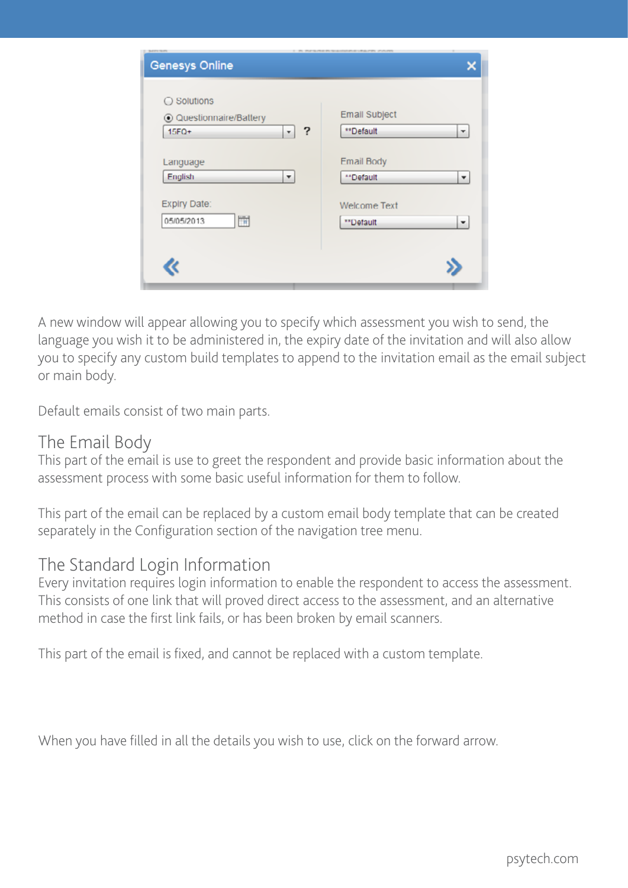A new window will appear allowing you to specify which assessment you wish to send, the language you wish it to be administered in, the expiry date of the invitation and will also allow you to specify any custom build templates to append to the invitation email as the email subject or main body.

Default emails consist of two main parts.

## The Email Body

This part of the email is use to greet the respondent and provide basic information about the assessment process with some basic useful information for them to follow.

This part of the email can be replaced by a custom email body template that can be created separately in the Configuration section of the navigation tree menu.

## The Standard Login Information

Every invitation requires login information to enable the respondent to access the assessment. This consists of one link that will proved direct access to the assessment, and an alternative method in case the first link fails, or has been broken by email scanners.

This part of the email is fixed, and cannot be replaced with a custom template.

When you have filled in all the details you wish to use, click on the forward arrow.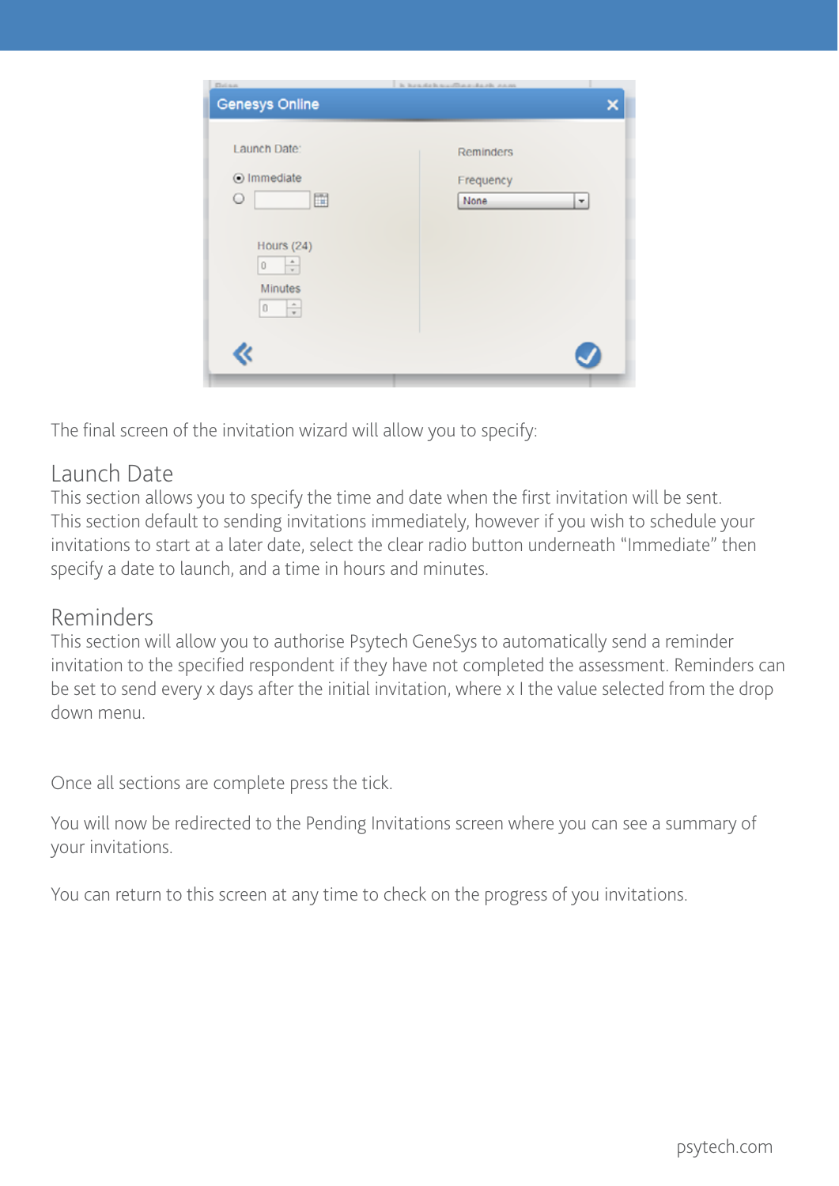The final screen of the invitation wizard will allow you to specify:

## Launch Date

This section allows you to specify the time and date when the first invitation will be sent. This section default to sending invitations immediately, however if you wish to schedule your invitations to start at a later date, select the clear radio button underneath "Immediate" then specify a date to launch, and a time in hours and minutes.

## Reminders

This section will allow you to authorise Psytech GeneSys to automatically send a reminder invitation to the specified respondent if they have not completed the assessment. Reminders can be set to send every x days after the initial invitation, where x I the value selected from the drop down menu.

Once all sections are complete press the tick.

You will now be redirected to the Pending Invitations screen where you can see a summary of your invitations.

You can return to this screen at any time to check on the progress of you invitations.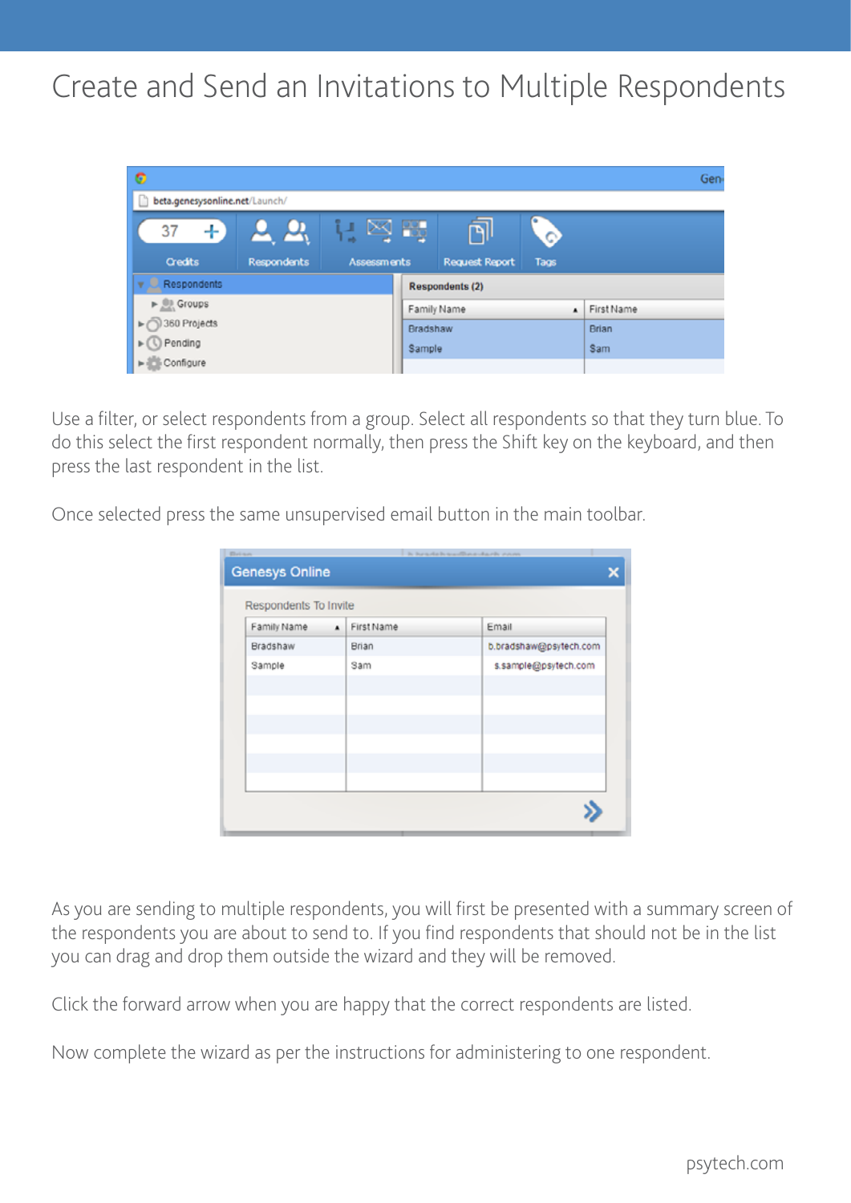# Create and Send an Invitations to Multiple Respondents

Use a filter, or select respondents from a group. Select all respondents so that they turn blue. To do this select the first respondent normally, then press the Shift key on the keyboard, and then press the last respondent in the list.

Once selected press the same unsupervised email button in the main toolbar.

As you are sending to multiple respondents, you will first be presented with a summary screen of the respondents you are about to send to. If you find respondents that should not be in the list you can drag and drop them outside the wizard and they will be removed.

Click the forward arrow when you are happy that the correct respondents are listed.

Now complete the wizard as per the instructions for administering to one respondent.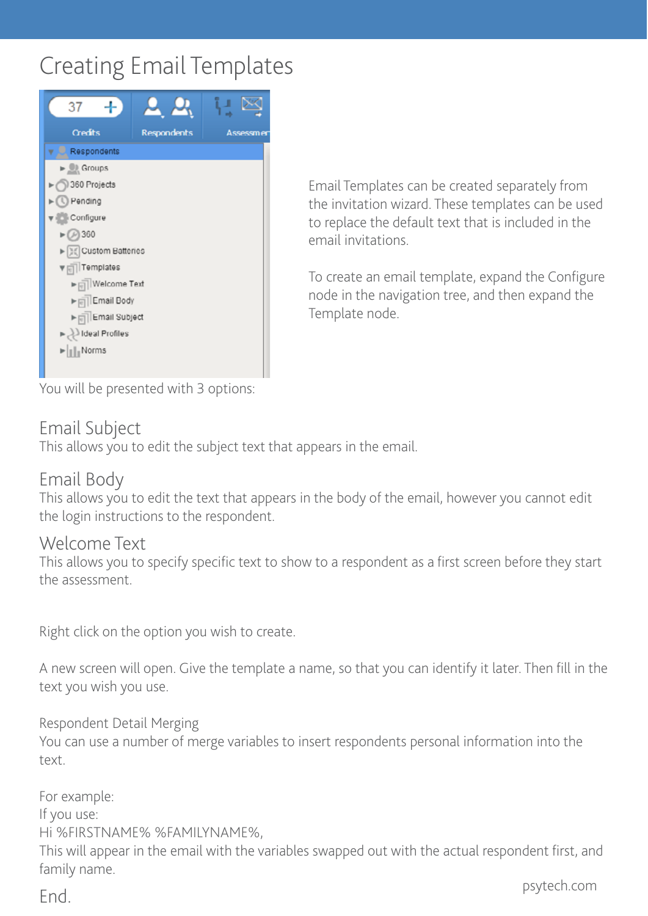# Creating Email Templates

Email Templates can be created separately from the invitation wizard. These templates can be used to replace the default text that is included in the email invitations.

To create an email template, expand the Configure node in the navigation tree, and then expand the Template node.

You will be presented with 3 options:

## Email Subject

This allows you to edit the subject text that appears in the email.

## Email Body

This allows you to edit the text that appears in the body of the email, however you cannot edit the login instructions to the respondent.

## Welcome Text

This allows you to specify specific text to show to a respondent as a first screen before they start the assessment.

Right click on the option you wish to create.

A new screen will open. Give the template a name, so that you can identify it later. Then fill in the text you wish you use.

Respondent Detail Merging
You can use a number of merge variables to insert respondents personal information into the text.

For example:
If you use:
Hi %FIRSTNAME% %FAMILYNAME%,
This will appear in the email with the variables swapped out with the actual respondent first, and family name.

## End.